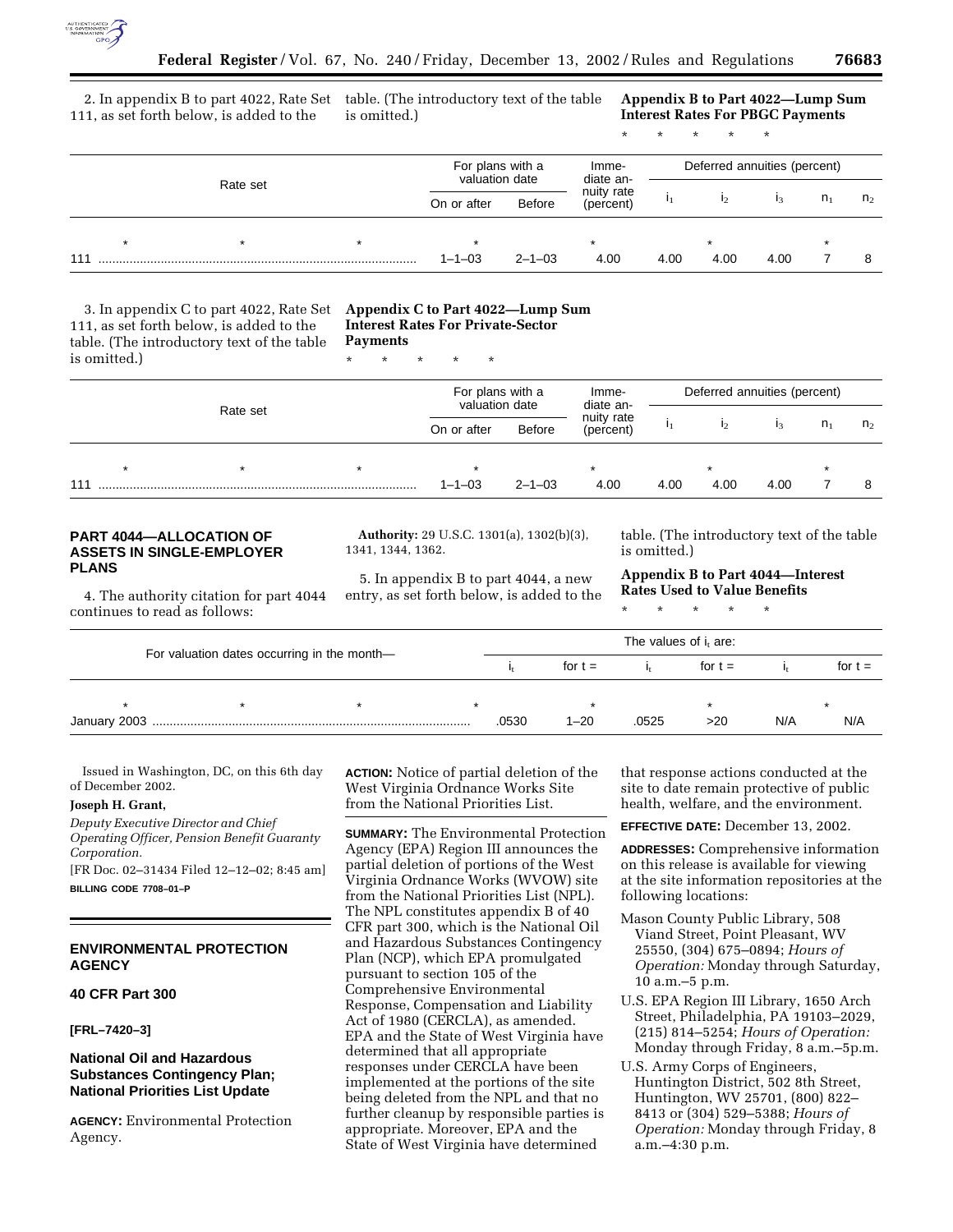2. In appendix B to part 4022, Rate Set 111, as set forth below, is added to the table. (The introductory text of the table is omitted.)

**Appendix B to Part 4022—Lump Sum Interest Rates For PBGC Payments**

\* \* \* \* \*

| Rate set | For plans with a valuation date | | Immediate annuity rate (percent) | Deferred annuities (percent) | | | | |
|---|---|---|---|---|---|---|---|---|
| | On or after | Before | | $i_1$ | $i_2$ | $i_3$ | $n_1$ | $n_2$ |
| \* \* \* | \* | | \* | | \* | | \* | |
| 111 | 1–1–03 | 2–1–03 | 4.00 | 4.00 | 4.00 | 4.00 | 7 | 8 |

3. In appendix C to part 4022, Rate Set 111, as set forth below, is added to the table. (The introductory text of the table is omitted.)

**Appendix C to Part 4022—Lump Sum Interest Rates For Private-Sector Payments**

\* \* \* \* \*

| Rate set | For plans with a valuation date | | Immediate annuity rate (percent) | Deferred annuities (percent) | | | | |
|---|---|---|---|---|---|---|---|---|
| | On or after | Before | | $i_1$ | $i_2$ | $i_3$ | $n_1$ | $n_2$ |
| \* \* \* | \* | | \* | | \* | | \* | |
| 111 | 1–1–03 | 2–1–03 | 4.00 | 4.00 | 4.00 | 4.00 | 7 | 8 |

## PART 4044—ALLOCATION OF ASSETS IN SINGLE-EMPLOYER PLANS

4. The authority citation for part 4044 continues to read as follows:

**Authority:** 29 U.S.C. 1301(a), 1302(b)(3), 1341, 1344, 1362.

5. In appendix B to part 4044, a new entry, as set forth below, is added to the table. (The introductory text of the table is omitted.)

**Appendix B to Part 4044—Interest Rates Used to Value Benefits**

\* \* \* \* \*

| For valuation dates occurring in the month— | The values of $i_t$ are: | | | | | |
|---|---|---|---|---|---|---|
| | $i_t$ | for t = | $i_t$ | for t = | $i_t$ | for t = |
| \* \* \* \* | | \* | | \* | | \* |
| January 2003 | .0530 | 1–20 | .0525 | >20 | N/A | N/A |

Issued in Washington, DC, on this 6th day of December 2002.

**Joseph H. Grant,**

*Deputy Executive Director and Chief Operating Officer, Pension Benefit Guaranty Corporation.*

[FR Doc. 02–31434 Filed 12–12–02; 8:45 am]

**BILLING CODE 7708–01–P**

## ENVIRONMENTAL PROTECTION AGENCY

### 40 CFR Part 300

**[FRL–7420–3]**

### National Oil and Hazardous Substances Contingency Plan; National Priorities List Update

**AGENCY:** Environmental Protection Agency.

**ACTION:** Notice of partial deletion of the West Virginia Ordnance Works Site from the National Priorities List.

**SUMMARY:** The Environmental Protection Agency (EPA) Region III announces the partial deletion of portions of the West Virginia Ordnance Works (WVOW) site from the National Priorities List (NPL). The NPL constitutes appendix B of 40 CFR part 300, which is the National Oil and Hazardous Substances Contingency Plan (NCP), which EPA promulgated pursuant to section 105 of the Comprehensive Environmental Response, Compensation and Liability Act of 1980 (CERCLA), as amended. EPA and the State of West Virginia have determined that all appropriate responses under CERCLA have been implemented at the portions of the site being deleted from the NPL and that no further cleanup by responsible parties is appropriate. Moreover, EPA and the State of West Virginia have determined that response actions conducted at the site to date remain protective of public health, welfare, and the environment.

**EFFECTIVE DATE:** December 13, 2002.

**ADDRESSES:** Comprehensive information on this release is available for viewing at the site information repositories at the following locations:

- Mason County Public Library, 508 Viand Street, Point Pleasant, WV 25550, (304) 675–0894; *Hours of Operation:* Monday through Saturday, 10 a.m.–5 p.m.
- U.S. EPA Region III Library, 1650 Arch Street, Philadelphia, PA 19103–2029, (215) 814–5254; *Hours of Operation:* Monday through Friday, 8 a.m.–5p.m.
- U.S. Army Corps of Engineers, Huntington District, 502 8th Street, Huntington, WV 25701, (800) 822–8413 or (304) 529–5388; *Hours of Operation:* Monday through Friday, 8 a.m.–4:30 p.m.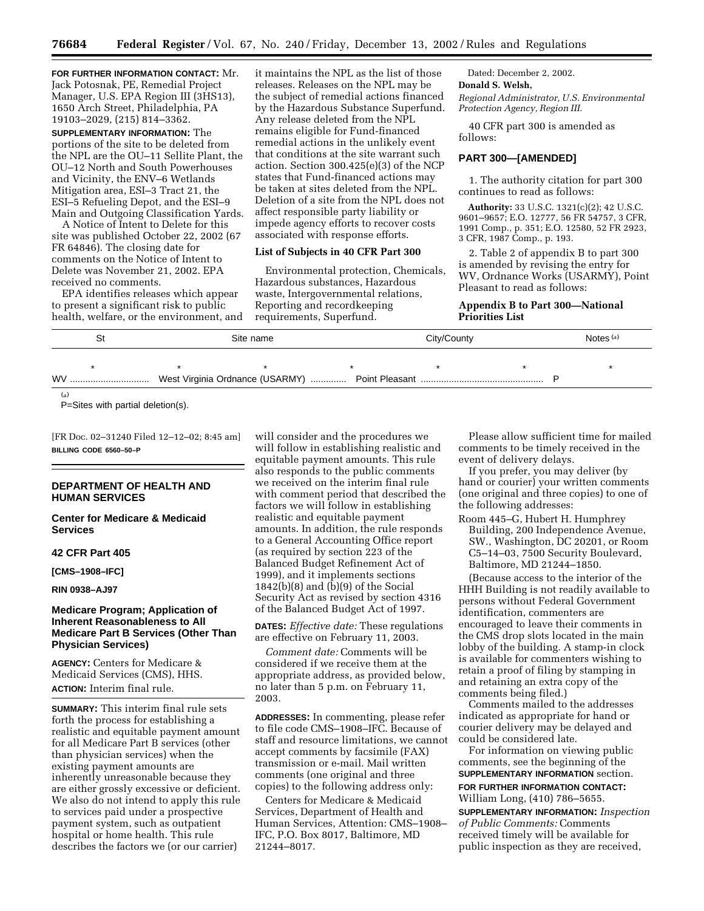**FOR FURTHER INFORMATION CONTACT:** Mr. Jack Potosnak, PE, Remedial Project Manager, U.S. EPA Region III (3HS13), 1650 Arch Street, Philadelphia, PA 19103–2029, (215) 814–3362.

**SUPPLEMENTARY INFORMATION:** The portions of the site to be deleted from the NPL are the OU–11 Sellite Plant, the OU–12 North and South Powerhouses and Vicinity, the ENV–6 Wetlands Mitigation area, ESI–3 Tract 21, the ESI–5 Refueling Depot, and the ESI–9 Main and Outgoing Classification Yards.

A Notice of Intent to Delete for this site was published October 22, 2002 (67 FR 64846). The closing date for comments on the Notice of Intent to Delete was November 21, 2002. EPA received no comments.

EPA identifies releases which appear to present a significant risk to public health, welfare, or the environment, and it maintains the NPL as the list of those releases. Releases on the NPL may be the subject of remedial actions financed by the Hazardous Substance Superfund. Any release deleted from the NPL remains eligible for Fund-financed remedial actions in the unlikely event that conditions at the site warrant such action. Section 300.425(e)(3) of the NCP states that Fund-financed actions may be taken at sites deleted from the NPL. Deletion of a site from the NPL does not affect responsible party liability or impede agency efforts to recover costs associated with response efforts.

### List of Subjects in 40 CFR Part 300

Environmental protection, Chemicals, Hazardous substances, Hazardous waste, Intergovernmental relations, Reporting and recordkeeping requirements, Superfund.

Dated: December 2, 2002.

**Donald S. Welsh,**

*Regional Administrator, U.S. Environmental Protection Agency, Region III.*

40 CFR part 300 is amended as follows:

## PART 300—[AMENDED]

1. The authority citation for part 300 continues to read as follows:

**Authority:** 33 U.S.C. 1321(c)(2); 42 U.S.C. 9601–9657; E.O. 12777, 56 FR 54757, 3 CFR, 1991 Comp., p. 351; E.O. 12580, 52 FR 2923, 3 CFR, 1987 Comp., p. 193.

2. Table 2 of appendix B to part 300 is amended by revising the entry for WV, Ordnance Works (USARMY), Point Pleasant to read as follows:

### Appendix B to Part 300—National Priorities List

| St | Site name | City/County | Notes [a] |
|---|---|---|---|
| * * | * * | * * | * |
| WV | West Virginia Ordnance (USARMY) | Point Pleasant | P |

[a] P=Sites with partial deletion(s).

[FR Doc. 02–31240 Filed 12–12–02; 8:45 am]

**BILLING CODE 6560–50–P**

---

## DEPARTMENT OF HEALTH AND HUMAN SERVICES

### Center for Medicare & Medicaid Services

### 42 CFR Part 405

**[CMS–1908–IFC]**

**RIN 0938–AJ97**

### Medicare Program; Application of Inherent Reasonableness to All Medicare Part B Services (Other Than Physician Services)

**AGENCY:** Centers for Medicare & Medicaid Services (CMS), HHS.

**ACTION:** Interim final rule.

**SUMMARY:** This interim final rule sets forth the process for establishing a realistic and equitable payment amount for all Medicare Part B services (other than physician services) when the existing payment amounts are inherently unreasonable because they are either grossly excessive or deficient. We also do not intend to apply this rule to services paid under a prospective payment system, such as outpatient hospital or home health. This rule describes the factors we (or our carrier) will consider and the procedures we will follow in establishing realistic and equitable payment amounts. This rule also responds to the public comments we received on the interim final rule with comment period that described the factors we will follow in establishing realistic and equitable payment amounts. In addition, the rule responds to a General Accounting Office report (as required by section 223 of the Balanced Budget Refinement Act of 1999), and it implements sections 1842(b)(8) and (b)(9) of the Social Security Act as revised by section 4316 of the Balanced Budget Act of 1997.

**DATES:** *Effective date:* These regulations are effective on February 11, 2003.

*Comment date:* Comments will be considered if we receive them at the appropriate address, as provided below, no later than 5 p.m. on February 11, 2003.

**ADDRESSES:** In commenting, please refer to file code CMS–1908–IFC. Because of staff and resource limitations, we cannot accept comments by facsimile (FAX) transmission or e-mail. Mail written comments (one original and three copies) to the following address only:

Centers for Medicare & Medicaid Services, Department of Health and Human Services, Attention: CMS–1908–IFC, P.O. Box 8017, Baltimore, MD 21244–8017.

Please allow sufficient time for mailed comments to be timely received in the event of delivery delays.

If you prefer, you may deliver (by hand or courier) your written comments (one original and three copies) to one of the following addresses:

Room 445–G, Hubert H. Humphrey Building, 200 Independence Avenue, SW., Washington, DC 20201, or Room C5–14–03, 7500 Security Boulevard, Baltimore, MD 21244–1850.

(Because access to the interior of the HHH Building is not readily available to persons without Federal Government identification, commenters are encouraged to leave their comments in the CMS drop slots located in the main lobby of the building. A stamp-in clock is available for commenters wishing to retain a proof of filing by stamping in and retaining an extra copy of the comments being filed.)

Comments mailed to the addresses indicated as appropriate for hand or courier delivery may be delayed and could be considered late.

For information on viewing public comments, see the beginning of the **SUPPLEMENTARY INFORMATION** section.

**FOR FURTHER INFORMATION CONTACT:** William Long, (410) 786–5655.

**SUPPLEMENTARY INFORMATION:** *Inspection of Public Comments:* Comments received timely will be available for public inspection as they are received,